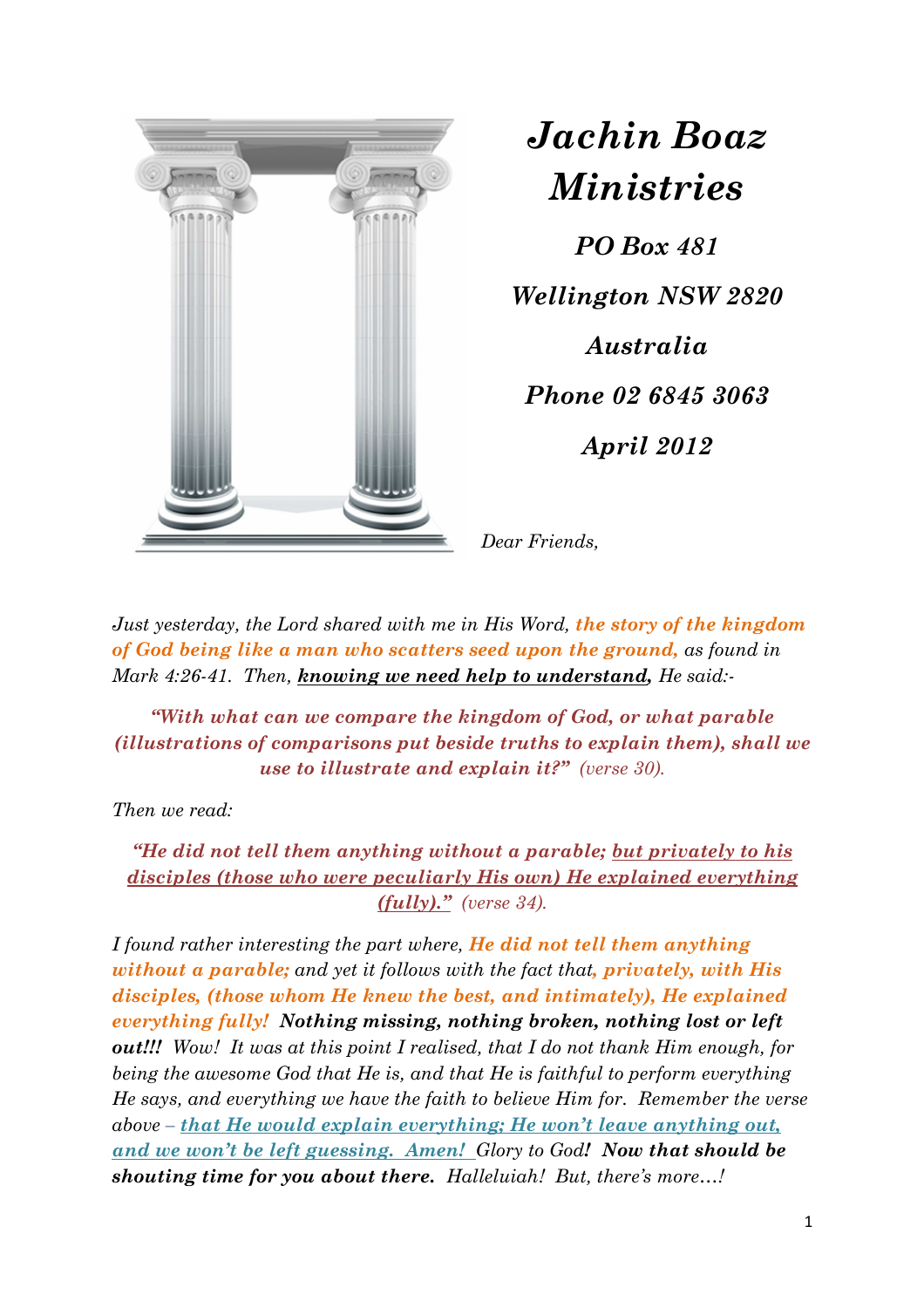# *Jachin Boaz Ministries*

***PO Box 481***

***Wellington NSW 2820***

***Australia***

***Phone 02 6845 3063***

***April 2012***

*Dear Friends,*

*Just yesterday, the Lord shared with me in His Word, **the story of the kingdom of God being like a man who scatters seed upon the ground,** as found in Mark 4:26-41. Then, **knowing we need help to understand,** He said:-*

> ***"With what can we compare the kingdom of God, or what parable (illustrations of comparisons put beside truths to explain them), shall we use to illustrate and explain it?"*** *(verse 30).*

*Then we read:*

> ***"He did not tell them anything without a parable; but privately to his disciples (those who were peculiarly His own) He explained everything (fully)."*** *(verse 34).*

*I found rather interesting the part where, **He did not tell them anything without a parable;** and yet it follows with the fact that**, privately, with His disciples, (those whom He knew the best, and intimately), He explained everything fully! Nothing missing, nothing broken, nothing lost or left out!!!** Wow! It was at this point I realised, that I do not thank Him enough, for being the awesome God that He is, and that He is faithful to perform everything He says, and everything we have the faith to believe Him for. Remember the verse above – **that He would explain everything; He won't leave anything out, and we won't be left guessing. Amen!** Glory to God**! Now that should be shouting time for you about there.** Halleluiah! But, there's more…!*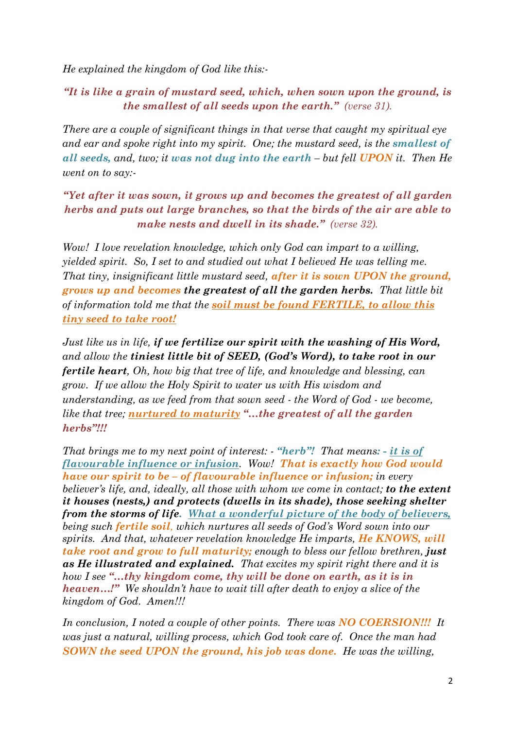*He explained the kingdom of God like this:-*

***"It is like a grain of mustard seed, which, when sown upon the ground, is the smallest of all seeds upon the earth."** (verse 31).*

*There are a couple of significant things in that verse that caught my spiritual eye and ear and spoke right into my spirit. One; the mustard seed, is the **smallest of all seeds,** and, two; it **was not dug into the earth** – but fell **UPON** it. Then He went on to say:-*

***"Yet after it was sown, it grows up and becomes the greatest of all garden herbs and puts out large branches, so that the birds of the air are able to make nests and dwell in its shade."** (verse 32).*

*Wow! I love revelation knowledge, which only God can impart to a willing, yielded spirit. So, I set to and studied out what I believed He was telling me. That tiny, insignificant little mustard seed, **after it is sown UPON the ground, grows up and becomes the greatest of all the garden herbs.** That little bit of information told me that the **soil must be found FERTILE, to allow this tiny seed to take root!***

*Just like us in life, **if we fertilize our spirit with the washing of His Word,** and allow the **tiniest little bit of SEED, (God's Word), to take root in our fertile heart**, Oh, how big that tree of life, and knowledge and blessing, can grow. If we allow the Holy Spirit to water us with His wisdom and understanding, as we feed from that sown seed - the Word of God - we become, like that tree; **nurtured to maturity "…the greatest of all the garden herbs"!!!***

*That brings me to my next point of interest: - **"herb"!** That means: - **it is of flavourable influence or infusion**. Wow! **That is exactly how God would have our spirit to be – of flavourable influence or infusion;** in every believer's life, and, ideally, all those with whom we come in contact; **to the extent it houses (nests,) and protects (dwells in its shade), those seeking shelter from the storms of life. What a wonderful picture of the body of believers,** being such **fertile soil**, which nurtures all seeds of God's Word sown into our spirits. And that, whatever revelation knowledge He imparts, **He KNOWS, will take root and grow to full maturity;** enough to bless our fellow brethren, **just as He illustrated and explained.** That excites my spirit right there and it is how I see **"…thy kingdom come, thy will be done on earth, as it is in heaven…!"** We shouldn't have to wait till after death to enjoy a slice of the kingdom of God. Amen!!!*

*In conclusion, I noted a couple of other points. There was **NO COERSION!!!** It was just a natural, willing process, which God took care of. Once the man had **SOWN the seed UPON the ground, his job was done.** He was the willing,*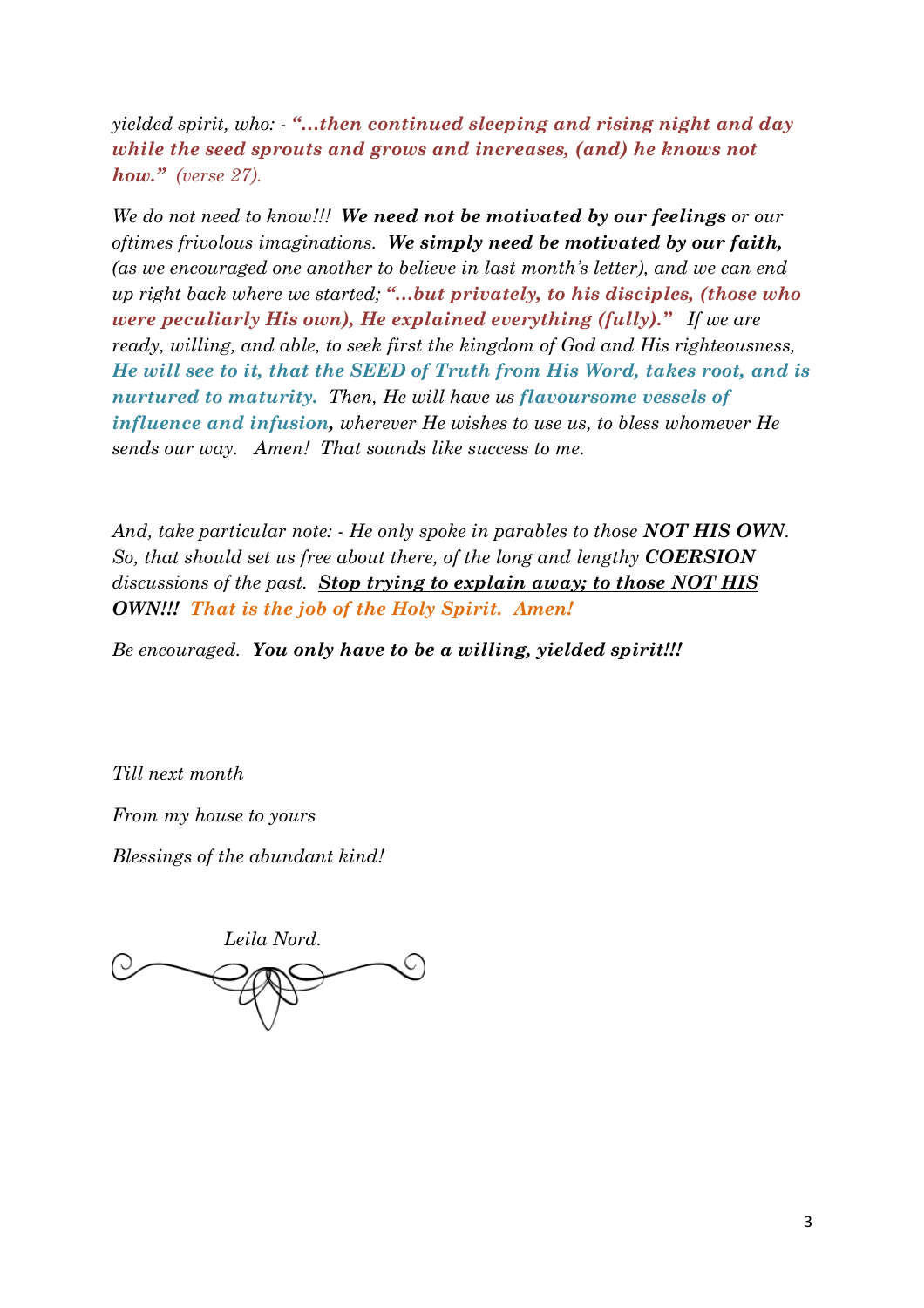*yielded spirit, who: - **"…then continued sleeping and rising night and day while the seed sprouts and grows and increases, (and) he knows not how."** (verse 27).*

*We do not need to know!!! **We need not be motivated by our feelings** or our oftimes frivolous imaginations. **We simply need be motivated by our faith,** (as we encouraged one another to believe in last month's letter), and we can end up right back where we started; **"…but privately, to his disciples, (those who were peculiarly His own), He explained everything (fully)."** If we are ready, willing, and able, to seek first the kingdom of God and His righteousness, **He will see to it, that the SEED of Truth from His Word, takes root, and is nurtured to maturity.** Then, He will have us **flavoursome vessels of influence and infusion,** wherever He wishes to use us, to bless whomever He sends our way. Amen! That sounds like success to me.*

*And, take particular note: - He only spoke in parables to those **NOT HIS OWN**. So, that should set us free about there, of the long and lengthy **COERSION** discussions of the past. <u>**Stop trying to explain away; to those NOT HIS OWN**</u>**!!! That is the job of the Holy Spirit. Amen!***

*Be encouraged. **You only have to be a willing, yielded spirit!!!***

*Till next month*

*From my house to yours*

*Blessings of the abundant kind!*

*Leila Nord.*